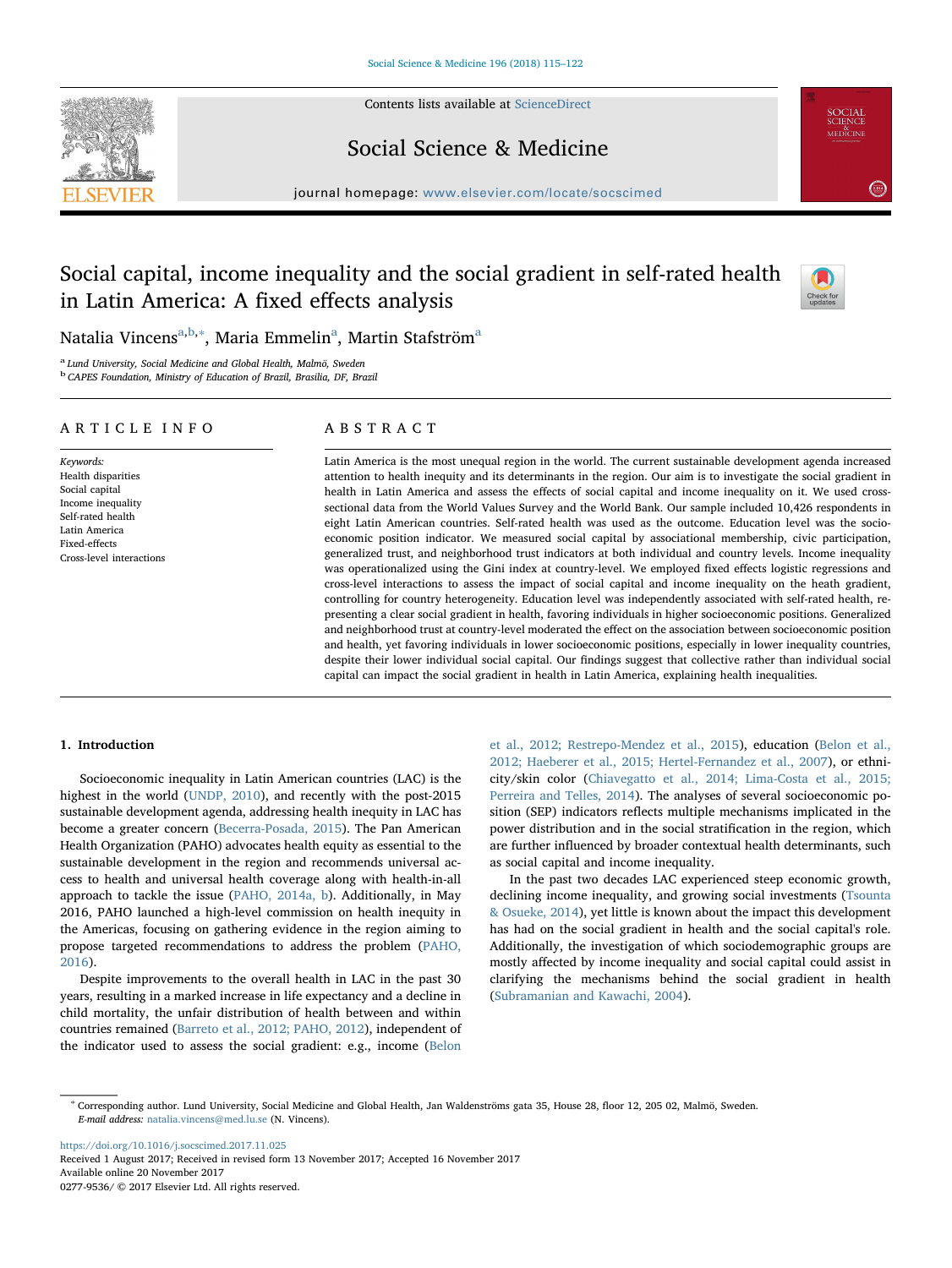# Social capital, income inequality and the social gradient in self-rated health in Latin America: A fixed effects analysis

Natalia Vincens[a,b,*], Maria Emmelin[a], Martin Stafström[a]

[a] Lund University, Social Medicine and Global Health, Malmö, Sweden
[b] CAPES Foundation, Ministry of Education of Brazil, Brasilia, DF, Brazil

## ARTICLE INFO

*Keywords:*
Health disparities
Social capital
Income inequality
Self-rated health
Latin America
Fixed-effects
Cross-level interactions

## ABSTRACT

Latin America is the most unequal region in the world. The current sustainable development agenda increased attention to health inequity and its determinants in the region. Our aim is to investigate the social gradient in health in Latin America and assess the effects of social capital and income inequality on it. We used cross-sectional data from the World Values Survey and the World Bank. Our sample included 10,426 respondents in eight Latin American countries. Self-rated health was used as the outcome. Education level was the socio-economic position indicator. We measured social capital by associational membership, civic participation, generalized trust, and neighborhood trust indicators at both individual and country levels. Income inequality was operationalized using the Gini index at country-level. We employed fixed effects logistic regressions and cross-level interactions to assess the impact of social capital and income inequality on the heath gradient, controlling for country heterogeneity. Education level was independently associated with self-rated health, representing a clear social gradient in health, favoring individuals in higher socioeconomic positions. Generalized and neighborhood trust at country-level moderated the effect on the association between socioeconomic position and health, yet favoring individuals in lower socioeconomic positions, especially in lower inequality countries, despite their lower individual social capital. Our findings suggest that collective rather than individual social capital can impact the social gradient in health in Latin America, explaining health inequalities.

## 1. Introduction

Socioeconomic inequality in Latin American countries (LAC) is the highest in the world (UNDP, 2010), and recently with the post-2015 sustainable development agenda, addressing health inequity in LAC has become a greater concern (Becerra-Posada, 2015). The Pan American Health Organization (PAHO) advocates health equity as essential to the sustainable development in the region and recommends universal access to health and universal health coverage along with health-in-all approach to tackle the issue (PAHO, 2014a, b). Additionally, in May 2016, PAHO launched a high-level commission on health inequity in the Americas, focusing on gathering evidence in the region aiming to propose targeted recommendations to address the problem (PAHO, 2016).

Despite improvements to the overall health in LAC in the past 30 years, resulting in a marked increase in life expectancy and a decline in child mortality, the unfair distribution of health between and within countries remained (Barreto et al., 2012; PAHO, 2012), independent of the indicator used to assess the social gradient: e.g., income (Belon et al., 2012; Restrepo-Mendez et al., 2015), education (Belon et al., 2012; Haeberer et al., 2015; Hertel-Fernandez et al., 2007), or ethnicity/skin color (Chiavegatto et al., 2014; Lima-Costa et al., 2015; Perreira and Telles, 2014). The analyses of several socioeconomic position (SEP) indicators reflects multiple mechanisms implicated in the power distribution and in the social stratification in the region, which are further influenced by broader contextual health determinants, such as social capital and income inequality.

In the past two decades LAC experienced steep economic growth, declining income inequality, and growing social investments (Tsounta & Osueke, 2014), yet little is known about the impact this development has had on the social gradient in health and the social capital's role. Additionally, the investigation of which sociodemographic groups are mostly affected by income inequality and social capital could assist in clarifying the mechanisms behind the social gradient in health (Subramanian and Kawachi, 2004).

* Corresponding author. Lund University, Social Medicine and Global Health, Jan Waldenströms gata 35, House 28, floor 12, 205 02, Malmö, Sweden.
*E-mail address:* natalia.vincens@med.lu.se (N. Vincens).

https://doi.org/10.1016/j.socscimed.2017.11.025
Received 1 August 2017; Received in revised form 13 November 2017; Accepted 16 November 2017
Available online 20 November 2017
0277-9536/ © 2017 Elsevier Ltd. All rights reserved.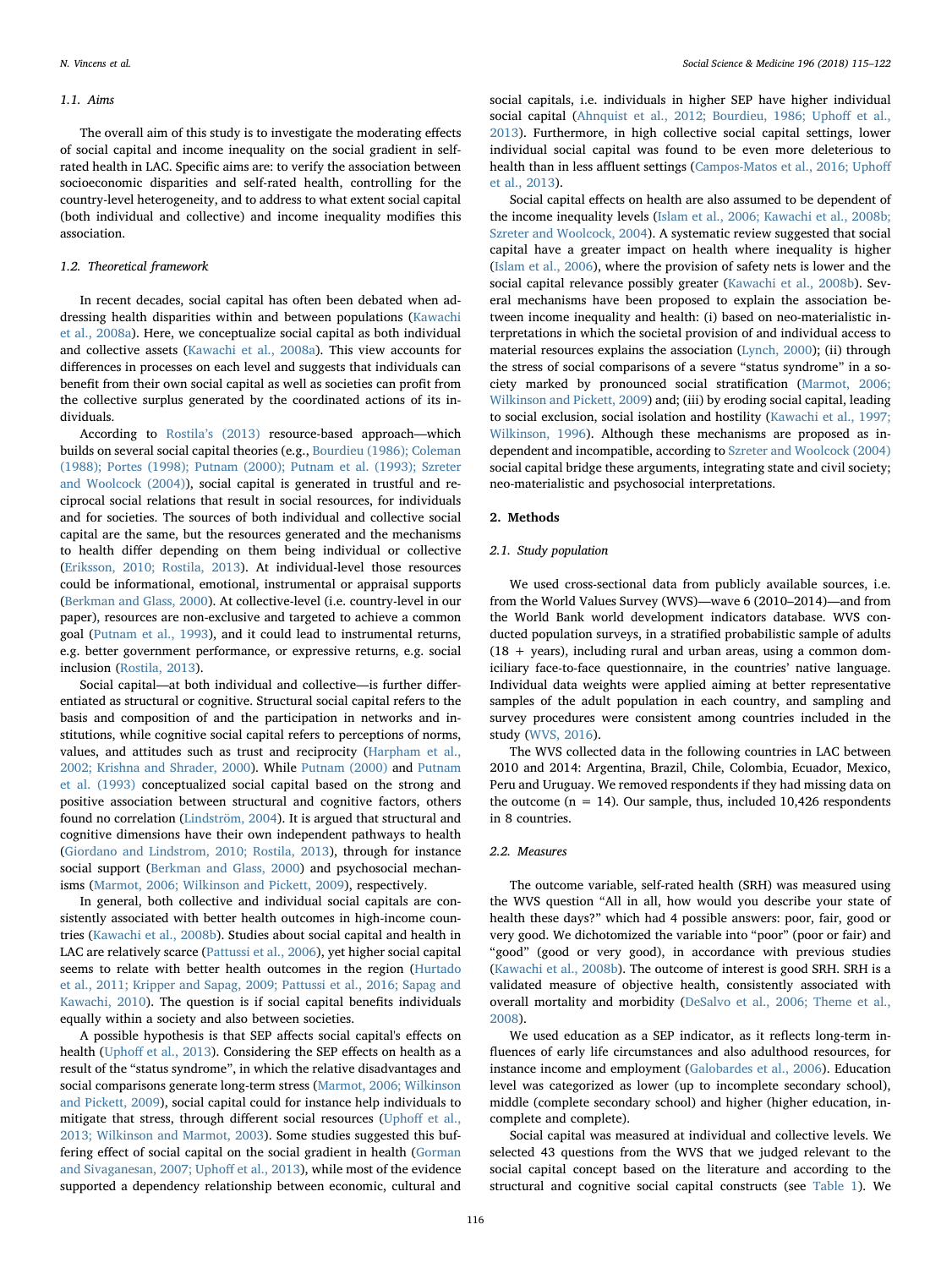### 1.1. Aims

The overall aim of this study is to investigate the moderating effects of social capital and income inequality on the social gradient in self-rated health in LAC. Specific aims are: to verify the association between socioeconomic disparities and self-rated health, controlling for the country-level heterogeneity, and to address to what extent social capital (both individual and collective) and income inequality modifies this association.

### 1.2. Theoretical framework

In recent decades, social capital has often been debated when addressing health disparities within and between populations (Kawachi et al., 2008a). Here, we conceptualize social capital as both individual and collective assets (Kawachi et al., 2008a). This view accounts for differences in processes on each level and suggests that individuals can benefit from their own social capital as well as societies can profit from the collective surplus generated by the coordinated actions of its individuals.

According to Rostila's (2013) resource-based approach—which builds on several social capital theories (e.g., Bourdieu (1986); Coleman (1988); Portes (1998); Putnam (2000); Putnam et al. (1993); Szreter and Woolcock (2004)), social capital is generated in trustful and reciprocal social relations that result in social resources, for individuals and for societies. The sources of both individual and collective social capital are the same, but the resources generated and the mechanisms to health differ depending on them being individual or collective (Eriksson, 2010; Rostila, 2013). At individual-level those resources could be informational, emotional, instrumental or appraisal supports (Berkman and Glass, 2000). At collective-level (i.e. country-level in our paper), resources are non-exclusive and targeted to achieve a common goal (Putnam et al., 1993), and it could lead to instrumental returns, e.g. better government performance, or expressive returns, e.g. social inclusion (Rostila, 2013).

Social capital—at both individual and collective—is further differentiated as structural or cognitive. Structural social capital refers to the basis and composition of and the participation in networks and institutions, while cognitive social capital refers to perceptions of norms, values, and attitudes such as trust and reciprocity (Harpham et al., 2002; Krishna and Shrader, 2000). While Putnam (2000) and Putnam et al. (1993) conceptualized social capital based on the strong and positive association between structural and cognitive factors, others found no correlation (Lindström, 2004). It is argued that structural and cognitive dimensions have their own independent pathways to health (Giordano and Lindstrom, 2010; Rostila, 2013), through for instance social support (Berkman and Glass, 2000) and psychosocial mechanisms (Marmot, 2006; Wilkinson and Pickett, 2009), respectively.

In general, both collective and individual social capitals are consistently associated with better health outcomes in high-income countries (Kawachi et al., 2008b). Studies about social capital and health in LAC are relatively scarce (Pattussi et al., 2006), yet higher social capital seems to relate with better health outcomes in the region (Hurtado et al., 2011; Kripper and Sapag, 2009; Pattussi et al., 2016; Sapag and Kawachi, 2010). The question is if social capital benefits individuals equally within a society and also between societies.

A possible hypothesis is that SEP affects social capital's effects on health (Uphoff et al., 2013). Considering the SEP effects on health as a result of the "status syndrome", in which the relative disadvantages and social comparisons generate long-term stress (Marmot, 2006; Wilkinson and Pickett, 2009), social capital could for instance help individuals to mitigate that stress, through different social resources (Uphoff et al., 2013; Wilkinson and Marmot, 2003). Some studies suggested this buffering effect of social capital on the social gradient in health (Gorman and Sivaganesan, 2007; Uphoff et al., 2013), while most of the evidence supported a dependency relationship between economic, cultural and social capitals, i.e. individuals in higher SEP have higher individual social capital (Ahnquist et al., 2012; Bourdieu, 1986; Uphoff et al., 2013). Furthermore, in high collective social capital settings, lower individual social capital was found to be even more deleterious to health than in less affluent settings (Campos-Matos et al., 2016; Uphoff et al., 2013).

Social capital effects on health are also assumed to be dependent of the income inequality levels (Islam et al., 2006; Kawachi et al., 2008b; Szreter and Woolcock, 2004). A systematic review suggested that social capital have a greater impact on health where inequality is higher (Islam et al., 2006), where the provision of safety nets is lower and the social capital relevance possibly greater (Kawachi et al., 2008b). Several mechanisms have been proposed to explain the association between income inequality and health: (i) based on neo-materialistic interpretations in which the societal provision of and individual access to material resources explains the association (Lynch, 2000); (ii) through the stress of social comparisons of a severe "status syndrome" in a society marked by pronounced social stratification (Marmot, 2006; Wilkinson and Pickett, 2009) and; (iii) by eroding social capital, leading to social exclusion, social isolation and hostility (Kawachi et al., 1997; Wilkinson, 1996). Although these mechanisms are proposed as independent and incompatible, according to Szreter and Woolcock (2004) social capital bridge these arguments, integrating state and civil society; neo-materialistic and psychosocial interpretations.

## 2. Methods

### 2.1. Study population

We used cross-sectional data from publicly available sources, i.e. from the World Values Survey (WVS)—wave 6 (2010–2014)—and from the World Bank world development indicators database. WVS conducted population surveys, in a stratified probabilistic sample of adults (18 + years), including rural and urban areas, using a common domiciliary face-to-face questionnaire, in the countries' native language. Individual data weights were applied aiming at better representative samples of the adult population in each country, and sampling and survey procedures were consistent among countries included in the study (WVS, 2016).

The WVS collected data in the following countries in LAC between 2010 and 2014: Argentina, Brazil, Chile, Colombia, Ecuador, Mexico, Peru and Uruguay. We removed respondents if they had missing data on the outcome (n = 14). Our sample, thus, included 10,426 respondents in 8 countries.

### 2.2. Measures

The outcome variable, self-rated health (SRH) was measured using the WVS question "All in all, how would you describe your state of health these days?" which had 4 possible answers: poor, fair, good or very good. We dichotomized the variable into "poor" (poor or fair) and "good" (good or very good), in accordance with previous studies (Kawachi et al., 2008b). The outcome of interest is good SRH. SRH is a validated measure of objective health, consistently associated with overall mortality and morbidity (DeSalvo et al., 2006; Theme et al., 2008).

We used education as a SEP indicator, as it reflects long-term influences of early life circumstances and also adulthood resources, for instance income and employment (Galobardes et al., 2006). Education level was categorized as lower (up to incomplete secondary school), middle (complete secondary school) and higher (higher education, incomplete and complete).

Social capital was measured at individual and collective levels. We selected 43 questions from the WVS that we judged relevant to the social capital concept based on the literature and according to the structural and cognitive social capital constructs (see Table 1). We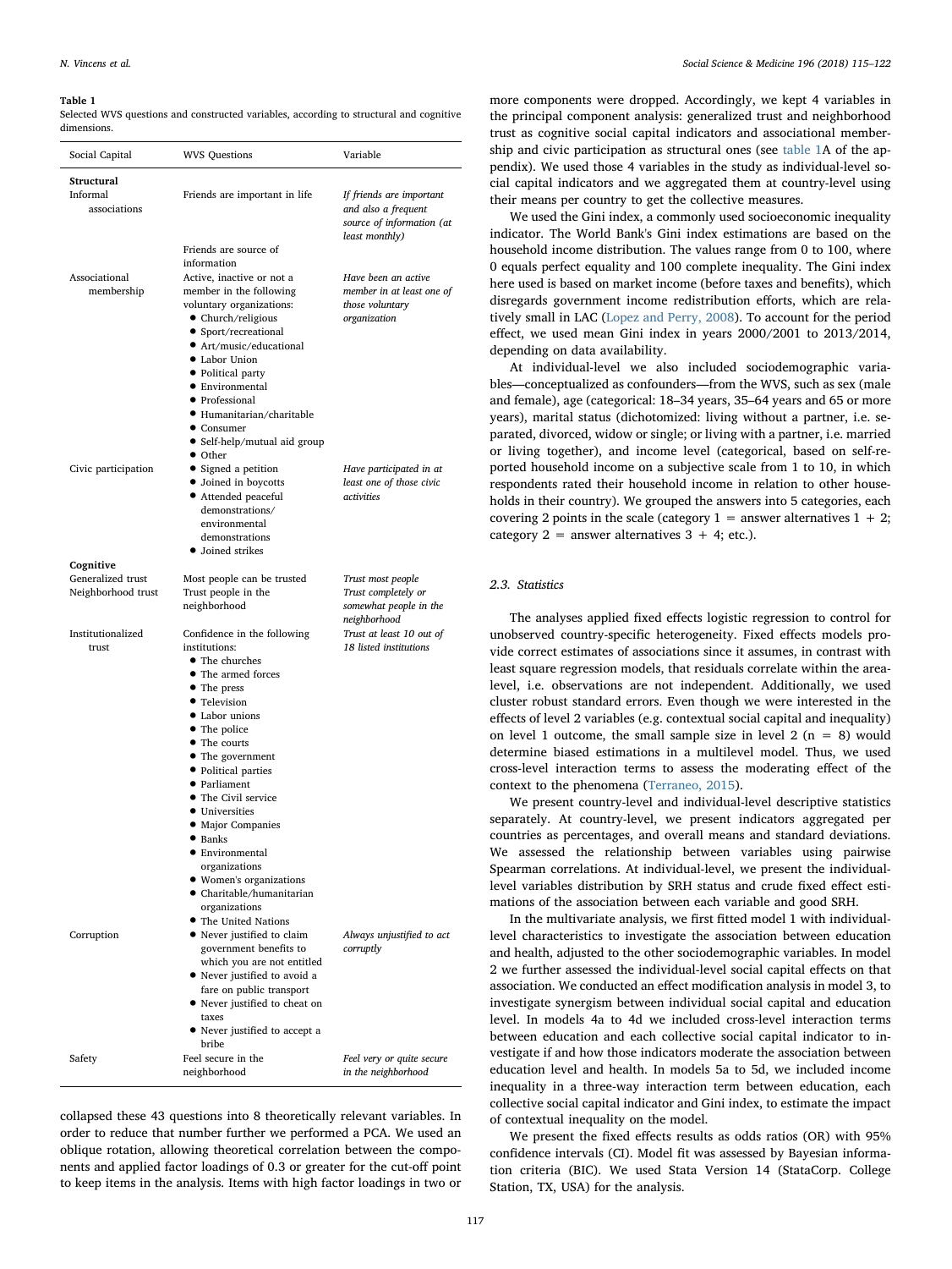**Table 1**
Selected WVS questions and constructed variables, according to structural and cognitive dimensions.

| Social Capital | WVS Questions | Variable |
|---|---|---|
| **Structural** | | |
| Informal associations | Friends are important in life | *If friends are important and also a frequent source of information (at least monthly)* |
| | Friends are source of information | |
| Associational membership | Active, inactive or not a member in the following voluntary organizations: • Church/religious • Sport/recreational • Art/music/educational • Labor Union • Political party • Environmental • Professional • Humanitarian/charitable • Consumer • Self-help/mutual aid group • Other | *Have been an active member in at least one of those voluntary organization* |
| Civic participation | • Signed a petition • Joined in boycotts • Attended peaceful demonstrations/ environmental demonstrations • Joined strikes | *Have participated in at least one of those civic activities* |
| **Cognitive** | | |
| Generalized trust | Most people can be trusted | *Trust most people* |
| Neighborhood trust | Trust people in the neighborhood | *Trust completely or somewhat people in the neighborhood* |
| Institutionalized trust | Confidence in the following institutions: • The churches • The armed forces • The press • Television • Labor unions • The police • The courts • The government • Political parties • Parliament • The Civil service • Universities • Major Companies • Banks • Environmental organizations • Women's organizations • Charitable/humanitarian organizations • The United Nations | *Trust at least 10 out of 18 listed institutions* |
| Corruption | • Never justified to claim government benefits to which you are not entitled • Never justified to avoid a fare on public transport • Never justified to cheat on taxes • Never justified to accept a bribe | *Always unjustified to act corruptly* |
| Safety | Feel secure in the neighborhood | *Feel very or quite secure in the neighborhood* |

collapsed these 43 questions into 8 theoretically relevant variables. In order to reduce that number further we performed a PCA. We used an oblique rotation, allowing theoretical correlation between the components and applied factor loadings of 0.3 or greater for the cut-off point to keep items in the analysis. Items with high factor loadings in two or more components were dropped. Accordingly, we kept 4 variables in the principal component analysis: generalized trust and neighborhood trust as cognitive social capital indicators and associational membership and civic participation as structural ones (see table 1A of the appendix). We used those 4 variables in the study as individual-level social capital indicators and we aggregated them at country-level using their means per country to get the collective measures.

We used the Gini index, a commonly used socioeconomic inequality indicator. The World Bank's Gini index estimations are based on the household income distribution. The values range from 0 to 100, where 0 equals perfect equality and 100 complete inequality. The Gini index here used is based on market income (before taxes and benefits), which disregards government income redistribution efforts, which are relatively small in LAC (Lopez and Perry, 2008). To account for the period effect, we used mean Gini index in years 2000/2001 to 2013/2014, depending on data availability.

At individual-level we also included sociodemographic variables—conceptualized as confounders—from the WVS, such as sex (male and female), age (categorical: 18–34 years, 35–64 years and 65 or more years), marital status (dichotomized: living without a partner, i.e. separated, divorced, widow or single; or living with a partner, i.e. married or living together), and income level (categorical, based on self-reported household income on a subjective scale from 1 to 10, in which respondents rated their household income in relation to other households in their country). We grouped the answers into 5 categories, each covering 2 points in the scale (category 1 = answer alternatives 1 + 2; category 2 = answer alternatives 3 + 4; etc.).

### 2.3. Statistics

The analyses applied fixed effects logistic regression to control for unobserved country-specific heterogeneity. Fixed effects models provide correct estimates of associations since it assumes, in contrast with least square regression models, that residuals correlate within the area-level, i.e. observations are not independent. Additionally, we used cluster robust standard errors. Even though we were interested in the effects of level 2 variables (e.g. contextual social capital and inequality) on level 1 outcome, the small sample size in level 2 ($n = 8$) would determine biased estimations in a multilevel model. Thus, we used cross-level interaction terms to assess the moderating effect of the context to the phenomena (Terraneo, 2015).

We present country-level and individual-level descriptive statistics separately. At country-level, we present indicators aggregated per countries as percentages, and overall means and standard deviations. We assessed the relationship between variables using pairwise Spearman correlations. At individual-level, we present the individual-level variables distribution by SRH status and crude fixed effect estimations of the association between each variable and good SRH.

In the multivariate analysis, we first fitted model 1 with individual-level characteristics to investigate the association between education and health, adjusted to the other sociodemographic variables. In model 2 we further assessed the individual-level social capital effects on that association. We conducted an effect modification analysis in model 3, to investigate synergism between individual social capital and education level. In models 4a to 4d we included cross-level interaction terms between education and each collective social capital indicator to investigate if and how those indicators moderate the association between education level and health. In models 5a to 5d, we included income inequality in a three-way interaction term between education, each collective social capital indicator and Gini index, to estimate the impact of contextual inequality on the model.

We present the fixed effects results as odds ratios (OR) with 95% confidence intervals (CI). Model fit was assessed by Bayesian information criteria (BIC). We used Stata Version 14 (StataCorp. College Station, TX, USA) for the analysis.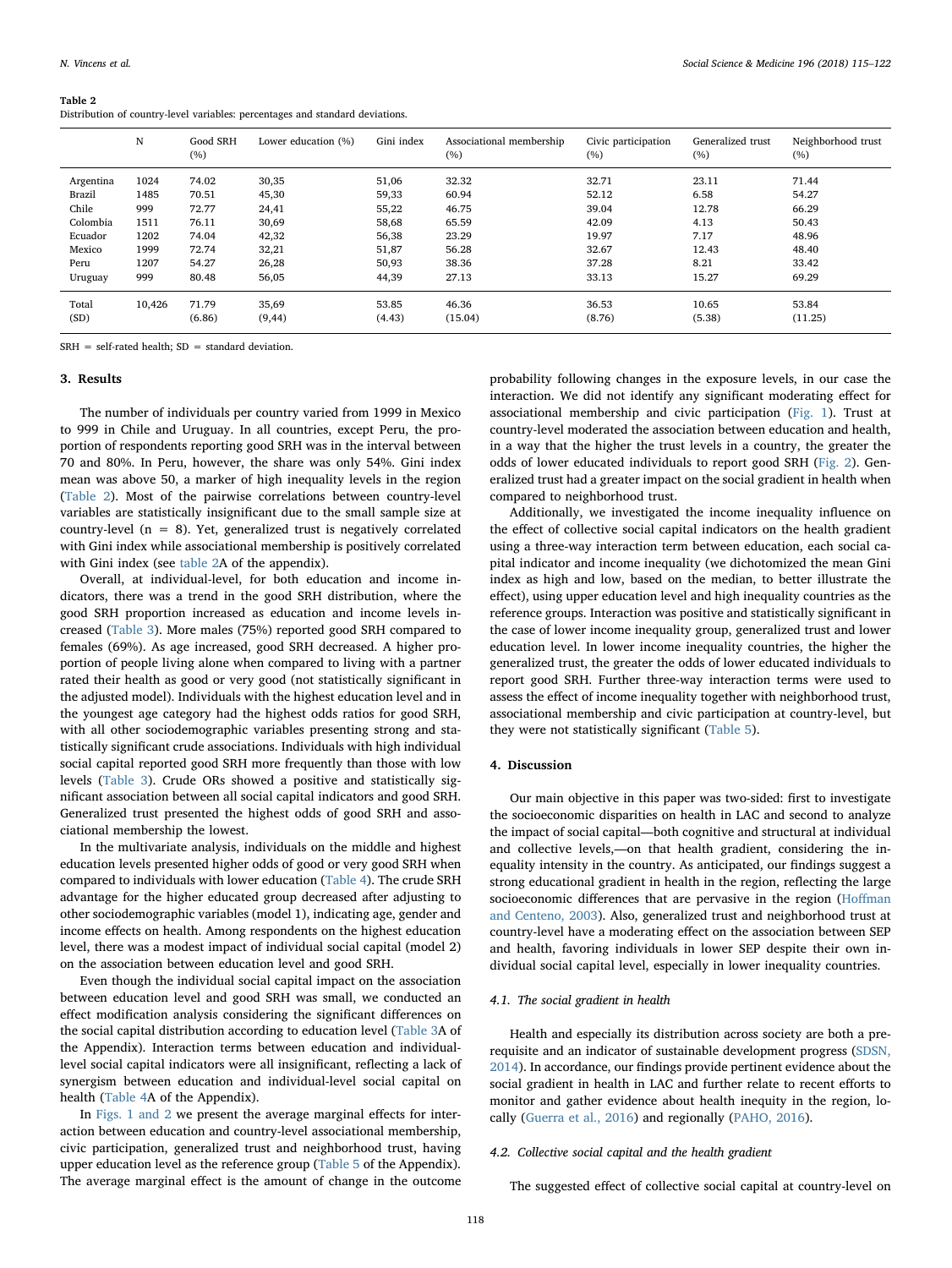**Table 2**
Distribution of country-level variables: percentages and standard deviations.

| | N | Good SRH (%) | Lower education (%) | Gini index | Associational membership (%) | Civic participation (%) | Generalized trust (%) | Neighborhood trust (%) |
|---|---|---|---|---|---|---|---|---|
| Argentina | 1024 | 74.02 | 30,35 | 51,06 | 32.32 | 32.71 | 23.11 | 71.44 |
| Brazil | 1485 | 70.51 | 45,30 | 59,33 | 60.94 | 52.12 | 6.58 | 54.27 |
| Chile | 999 | 72.77 | 24,41 | 55,22 | 46.75 | 39.04 | 12.78 | 66.29 |
| Colombia | 1511 | 76.11 | 30,69 | 58,68 | 65.59 | 42.09 | 4.13 | 50.43 |
| Ecuador | 1202 | 74.04 | 42,32 | 56,38 | 23.29 | 19.97 | 7.17 | 48.96 |
| Mexico | 1999 | 72.74 | 32,21 | 51,87 | 56.28 | 32.67 | 12.43 | 48.40 |
| Peru | 1207 | 54.27 | 26,28 | 50,93 | 38.36 | 37.28 | 8.21 | 33.42 |
| Uruguay | 999 | 80.48 | 56,05 | 44,39 | 27.13 | 33.13 | 15.27 | 69.29 |
| Total (SD) | 10,426 | 71.79 (6.86) | 35,69 (9,44) | 53.85 (4.43) | 46.36 (15.04) | 36.53 (8.76) | 10.65 (5.38) | 53.84 (11.25) |

SRH = self-rated health; SD = standard deviation.

## 3. Results

The number of individuals per country varied from 1999 in Mexico to 999 in Chile and Uruguay. In all countries, except Peru, the proportion of respondents reporting good SRH was in the interval between 70 and 80%. In Peru, however, the share was only 54%. Gini index mean was above 50, a marker of high inequality levels in the region (Table 2). Most of the pairwise correlations between country-level variables are statistically insignificant due to the small sample size at country-level (n = 8). Yet, generalized trust is negatively correlated with Gini index while associational membership is positively correlated with Gini index (see table 2A of the appendix).

Overall, at individual-level, for both education and income indicators, there was a trend in the good SRH distribution, where the good SRH proportion increased as education and income levels increased (Table 3). More males (75%) reported good SRH compared to females (69%). As age increased, good SRH decreased. A higher proportion of people living alone when compared to living with a partner rated their health as good or very good (not statistically significant in the adjusted model). Individuals with the highest education level and in the youngest age category had the highest odds ratios for good SRH, with all other sociodemographic variables presenting strong and statistically significant crude associations. Individuals with high individual social capital reported good SRH more frequently than those with low levels (Table 3). Crude ORs showed a positive and statistically significant association between all social capital indicators and good SRH. Generalized trust presented the highest odds of good SRH and associational membership the lowest.

In the multivariate analysis, individuals on the middle and highest education levels presented higher odds of good or very good SRH when compared to individuals with lower education (Table 4). The crude SRH advantage for the higher educated group decreased after adjusting to other sociodemographic variables (model 1), indicating age, gender and income effects on health. Among respondents on the highest education level, there was a modest impact of individual social capital (model 2) on the association between education level and good SRH.

Even though the individual social capital impact on the association between education level and good SRH was small, we conducted an effect modification analysis considering the significant differences on the social capital distribution according to education level (Table 3A of the Appendix). Interaction terms between education and individual-level social capital indicators were all insignificant, reflecting a lack of synergism between education and individual-level social capital on health (Table 4A of the Appendix).

In Figs. 1 and 2 we present the average marginal effects for interaction between education and country-level associational membership, civic participation, generalized trust and neighborhood trust, having upper education level as the reference group (Table 5 of the Appendix). The average marginal effect is the amount of change in the outcome probability following changes in the exposure levels, in our case the interaction. We did not identify any significant moderating effect for associational membership and civic participation (Fig. 1). Trust at country-level moderated the association between education and health, in a way that the higher the trust levels in a country, the greater the odds of lower educated individuals to report good SRH (Fig. 2). Generalized trust had a greater impact on the social gradient in health when compared to neighborhood trust.

Additionally, we investigated the income inequality influence on the effect of collective social capital indicators on the health gradient using a three-way interaction term between education, each social capital indicator and income inequality (we dichotomized the mean Gini index as high and low, based on the median, to better illustrate the effect), using upper education level and high inequality countries as the reference groups. Interaction was positive and statistically significant in the case of lower income inequality group, generalized trust and lower education level. In lower income inequality countries, the higher the generalized trust, the greater the odds of lower educated individuals to report good SRH. Further three-way interaction terms were used to assess the effect of income inequality together with neighborhood trust, associational membership and civic participation at country-level, but they were not statistically significant (Table 5).

## 4. Discussion

Our main objective in this paper was two-sided: first to investigate the socioeconomic disparities on health in LAC and second to analyze the impact of social capital—both cognitive and structural at individual and collective levels,—on that health gradient, considering the inequality intensity in the country. As anticipated, our findings suggest a strong educational gradient in health in the region, reflecting the large socioeconomic differences that are pervasive in the region (Hoffman and Centeno, 2003). Also, generalized trust and neighborhood trust at country-level have a moderating effect on the association between SEP and health, favoring individuals in lower SEP despite their own individual social capital level, especially in lower inequality countries.

### 4.1. The social gradient in health

Health and especially its distribution across society are both a prerequisite and an indicator of sustainable development progress (SDSN, 2014). In accordance, our findings provide pertinent evidence about the social gradient in health in LAC and further relate to recent efforts to monitor and gather evidence about health inequity in the region, locally (Guerra et al., 2016) and regionally (PAHO, 2016).

### 4.2. Collective social capital and the health gradient

The suggested effect of collective social capital at country-level on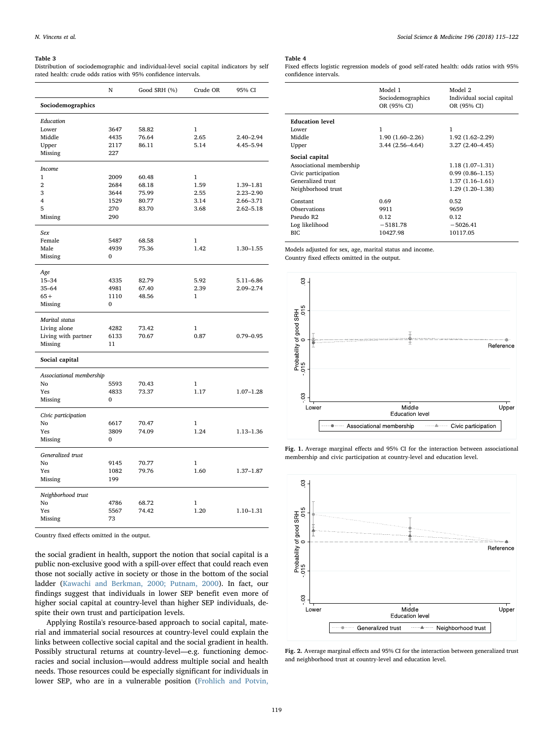**Table 3**
Distribution of sociodemographic and individual-level social capital indicators by self rated health: crude odds ratios with 95% confidence intervals.

| | N | Good SRH (%) | Crude OR | 95% CI |
|---|---|---|---|---|
| **Sociodemographics** | | | | |
| *Education* | | | | |
| Lower | 3647 | 58.82 | 1 | |
| Middle | 4435 | 76.64 | 2.65 | 2.40–2.94 |
| Upper | 2117 | 86.11 | 5.14 | 4.45–5.94 |
| Missing | 227 | | | |
| *Income* | | | | |
| 1 | 2009 | 60.48 | 1 | |
| 2 | 2684 | 68.18 | 1.59 | 1.39–1.81 |
| 3 | 3644 | 75.99 | 2.55 | 2.23–2.90 |
| 4 | 1529 | 80.77 | 3.14 | 2.66–3.71 |
| 5 | 270 | 83.70 | 3.68 | 2.62–5.18 |
| Missing | 290 | | | |
| *Sex* | | | | |
| Female | 5487 | 68.58 | 1 | |
| Male | 4939 | 75.36 | 1.42 | 1.30–1.55 |
| Missing | 0 | | | |
| *Age* | | | | |
| 15–34 | 4335 | 82.79 | 5.92 | 5.11–6.86 |
| 35–64 | 4981 | 67.40 | 2.39 | 2.09–2.74 |
| 65+ | 1110 | 48.56 | 1 | |
| Missing | 0 | | | |
| *Marital status* | | | | |
| Living alone | 4282 | 73.42 | 1 | |
| Living with partner | 6133 | 70.67 | 0.87 | 0.79–0.95 |
| Missing | 11 | | | |
| **Social capital** | | | | |
| *Associational membership* | | | | |
| No | 5593 | 70.43 | 1 | |
| Yes | 4833 | 73.37 | 1.17 | 1.07–1.28 |
| Missing | 0 | | | |
| *Civic participation* | | | | |
| No | 6617 | 70.47 | 1 | |
| Yes | 3809 | 74.09 | 1.24 | 1.13–1.36 |
| Missing | 0 | | | |
| *Generalized trust* | | | | |
| No | 9145 | 70.77 | 1 | |
| Yes | 1082 | 79.76 | 1.60 | 1.37–1.87 |
| Missing | 199 | | | |
| *Neighborhood trust* | | | | |
| No | 4786 | 68.72 | 1 | |
| Yes | 5567 | 74.42 | 1.20 | 1.10–1.31 |
| Missing | 73 | | | |

Country fixed effects omitted in the output.

the social gradient in health, support the notion that social capital is a public non-exclusive good with a spill-over effect that could reach even those not socially active in society or those in the bottom of the social ladder (Kawachi and Berkman, 2000; Putnam, 2000). In fact, our findings suggest that individuals in lower SEP benefit even more of higher social capital at country-level than higher SEP individuals, despite their own trust and participation levels.

Applying Rostila's resource-based approach to social capital, material and immaterial social resources at country-level could explain the links between collective social capital and the social gradient in health. Possibly structural returns at country-level—e.g. functioning democracies and social inclusion—would address multiple social and health needs. Those resources could be especially significant for individuals in lower SEP, who are in a vulnerable position (Frohlich and Potvin,

**Table 4**
Fixed effects logistic regression models of good self-rated health: odds ratios with 95% confidence intervals.

| | Model 1 Sociodemographics OR (95% CI) | Model 2 Individual social capital OR (95% CI) |
|---|---|---|
| **Education level** | | |
| Lower | 1 | 1 |
| Middle | 1.90 (1.60–2.26) | 1.92 (1.62–2.29) |
| Upper | 3.44 (2.56–4.64) | 3.27 (2.40–4.45) |
| **Social capital** | | |
| Associational membership | | 1.18 (1.07–1.31) |
| Civic participation | | 0.99 (0.86–1.15) |
| Generalized trust | | 1.37 (1.16–1.61) |
| Neighborhood trust | | 1.29 (1.20–1.38) |
| Constant | 0.69 | 0.52 |
| Observations | 9911 | 9659 |
| Pseudo R2 | 0.12 | 0.12 |
| Log likelihood | −5181.78 | −5026.41 |
| BIC | 10427.98 | 10117.05 |

Models adjusted for sex, age, marital status and income.
Country fixed effects omitted in the output.

**Fig. 1.** Average marginal effects and 95% CI for the interaction between associational membership and civic participation at country-level and education level.

**Fig. 2.** Average marginal effects and 95% CI for the interaction between generalized trust and neighborhood trust at country-level and education level.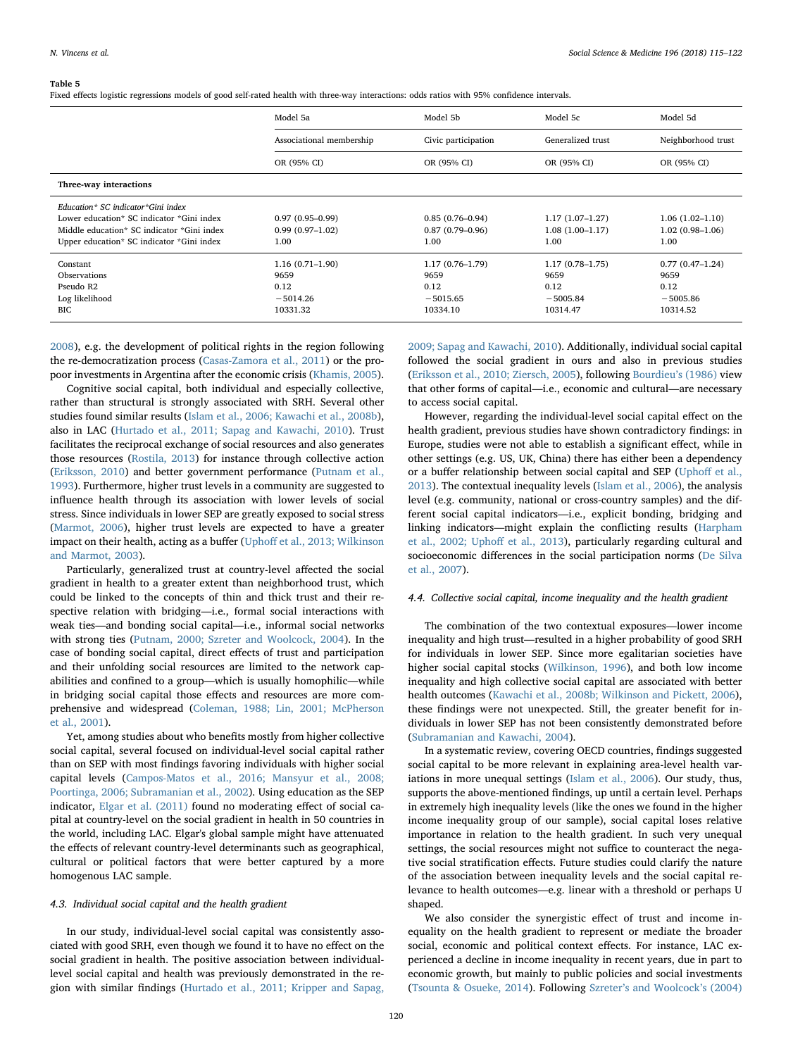**Table 5**
Fixed effects logistic regressions models of good self-rated health with three-way interactions: odds ratios with 95% confidence intervals.

| | Model 5a | Model 5b | Model 5c | Model 5d |
|---|---|---|---|---|
| | Associational membership | Civic participation | Generalized trust | Neighborhood trust |
| | OR (95% CI) | OR (95% CI) | OR (95% CI) | OR (95% CI) |
| **Three-way interactions** | | | | |
| *Education* SC indicator*Gini index* | | | | |
| Lower education* SC indicator *Gini index | 0.97 (0.95–0.99) | 0.85 (0.76–0.94) | 1.17 (1.07–1.27) | 1.06 (1.02–1.10) |
| Middle education* SC indicator *Gini index | 0.99 (0.97–1.02) | 0.87 (0.79–0.96) | 1.08 (1.00–1.17) | 1.02 (0.98–1.06) |
| Upper education* SC indicator *Gini index | 1.00 | 1.00 | 1.00 | 1.00 |
| Constant | 1.16 (0.71–1.90) | 1.17 (0.76–1.79) | 1.17 (0.78–1.75) | 0.77 (0.47–1.24) |
| Observations | 9659 | 9659 | 9659 | 9659 |
| Pseudo R2 | 0.12 | 0.12 | 0.12 | 0.12 |
| Log likelihood | −5014.26 | −5015.65 | −5005.84 | −5005.86 |
| BIC | 10331.32 | 10334.10 | 10314.47 | 10314.52 |

2008), e.g. the development of political rights in the region following the re-democratization process (Casas-Zamora et al., 2011) or the pro-poor investments in Argentina after the economic crisis (Khamis, 2005).

Cognitive social capital, both individual and especially collective, rather than structural is strongly associated with SRH. Several other studies found similar results (Islam et al., 2006; Kawachi et al., 2008b), also in LAC (Hurtado et al., 2011; Sapag and Kawachi, 2010). Trust facilitates the reciprocal exchange of social resources and also generates those resources (Rostila, 2013) for instance through collective action (Eriksson, 2010) and better government performance (Putnam et al., 1993). Furthermore, higher trust levels in a community are suggested to influence health through its association with lower levels of social stress. Since individuals in lower SEP are greatly exposed to social stress (Marmot, 2006), higher trust levels are expected to have a greater impact on their health, acting as a buffer (Uphoff et al., 2013; Wilkinson and Marmot, 2003).

Particularly, generalized trust at country-level affected the social gradient in health to a greater extent than neighborhood trust, which could be linked to the concepts of thin and thick trust and their respective relation with bridging—i.e., formal social interactions with weak ties—and bonding social capital—i.e., informal social networks with strong ties (Putnam, 2000; Szreter and Woolcock, 2004). In the case of bonding social capital, direct effects of trust and participation and their unfolding social resources are limited to the network capabilities and confined to a group—which is usually homophilic—while in bridging social capital those effects and resources are more comprehensive and widespread (Coleman, 1988; Lin, 2001; McPherson et al., 2001).

Yet, among studies about who benefits mostly from higher collective social capital, several focused on individual-level social capital rather than on SEP with most findings favoring individuals with higher social capital levels (Campos-Matos et al., 2016; Mansyur et al., 2008; Poortinga, 2006; Subramanian et al., 2002). Using education as the SEP indicator, Elgar et al. (2011) found no moderating effect of social capital at country-level on the social gradient in health in 50 countries in the world, including LAC. Elgar's global sample might have attenuated the effects of relevant country-level determinants such as geographical, cultural or political factors that were better captured by a more homogenous LAC sample.

### 4.3. Individual social capital and the health gradient

In our study, individual-level social capital was consistently associated with good SRH, even though we found it to have no effect on the social gradient in health. The positive association between individual-level social capital and health was previously demonstrated in the region with similar findings (Hurtado et al., 2011; Kripper and Sapag, 2009; Sapag and Kawachi, 2010). Additionally, individual social capital followed the social gradient in ours and also in previous studies (Eriksson et al., 2010; Ziersch, 2005), following Bourdieu's (1986) view that other forms of capital—i.e., economic and cultural—are necessary to access social capital.

However, regarding the individual-level social capital effect on the health gradient, previous studies have shown contradictory findings: in Europe, studies were not able to establish a significant effect, while in other settings (e.g. US, UK, China) there has either been a dependency or a buffer relationship between social capital and SEP (Uphoff et al., 2013). The contextual inequality levels (Islam et al., 2006), the analysis level (e.g. community, national or cross-country samples) and the different social capital indicators—i.e., explicit bonding, bridging and linking indicators—might explain the conflicting results (Harpham et al., 2002; Uphoff et al., 2013), particularly regarding cultural and socioeconomic differences in the social participation norms (De Silva et al., 2007).

### 4.4. Collective social capital, income inequality and the health gradient

The combination of the two contextual exposures—lower income inequality and high trust—resulted in a higher probability of good SRH for individuals in lower SEP. Since more egalitarian societies have higher social capital stocks (Wilkinson, 1996), and both low income inequality and high collective social capital are associated with better health outcomes (Kawachi et al., 2008b; Wilkinson and Pickett, 2006), these findings were not unexpected. Still, the greater benefit for individuals in lower SEP has not been consistently demonstrated before (Subramanian and Kawachi, 2004).

In a systematic review, covering OECD countries, findings suggested social capital to be more relevant in explaining area-level health variations in more unequal settings (Islam et al., 2006). Our study, thus, supports the above-mentioned findings, up until a certain level. Perhaps in extremely high inequality levels (like the ones we found in the higher income inequality group of our sample), social capital loses relative importance in relation to the health gradient. In such very unequal settings, the social resources might not suffice to counteract the negative social stratification effects. Future studies could clarify the nature of the association between inequality levels and the social capital relevance to health outcomes—e.g. linear with a threshold or perhaps U shaped.

We also consider the synergistic effect of trust and income inequality on the health gradient to represent or mediate the broader social, economic and political context effects. For instance, LAC experienced a decline in income inequality in recent years, due in part to economic growth, but mainly to public policies and social investments (Tsounta & Osueke, 2014). Following Szreter's and Woolcock's (2004)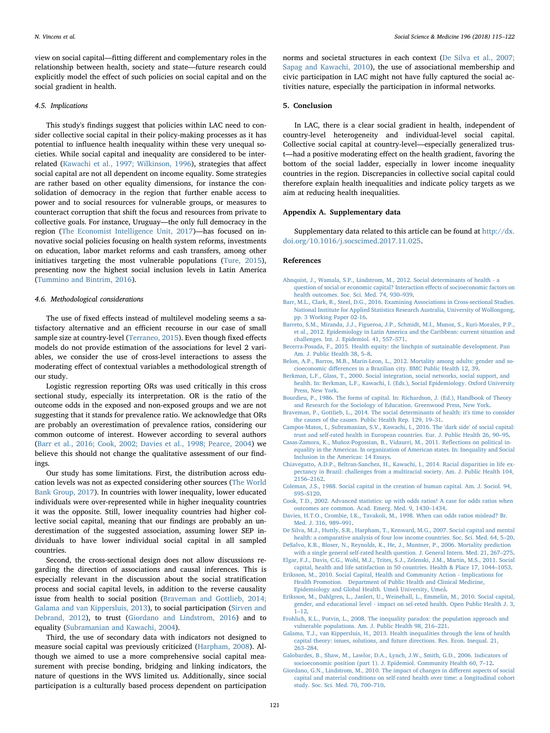view on social capital—fitting different and complementary roles in the relationship between health, society and state—future research could explicitly model the effect of such policies on social capital and on the social gradient in health.

### 4.5. Implications

This study's findings suggest that policies within LAC need to consider collective social capital in their policy-making processes as it has potential to influence health inequality within these very unequal societies. While social capital and inequality are considered to be interrelated (Kawachi et al., 1997; Wilkinson, 1996), strategies that affect social capital are not all dependent on income equality. Some strategies are rather based on other equality dimensions, for instance the consolidation of democracy in the region that further enable access to power and to social resources for vulnerable groups, or measures to counteract corruption that shift the focus and resources from private to collective goals. For instance, Uruguay—the only full democracy in the region (The Economist Intelligence Unit, 2017)—has focused on innovative social policies focusing on health system reforms, investments on education, labor market reforms and cash transfers, among other initiatives targeting the most vulnerable populations (Ture, 2015), presenting now the highest social inclusion levels in Latin America (Tummino and Bintrim, 2016).

### 4.6. Methodological considerations

The use of fixed effects instead of multilevel modeling seems a satisfactory alternative and an efficient recourse in our case of small sample size at country-level (Terraneo, 2015). Even though fixed effects models do not provide estimation of the associations for level 2 variables, we consider the use of cross-level interactions to assess the moderating effect of contextual variables a methodological strength of our study.

Logistic regression reporting ORs was used critically in this cross sectional study, especially its interpretation. OR is the ratio of the outcome odds in the exposed and non-exposed groups and we are not suggesting that it stands for prevalence ratio. We acknowledge that ORs are probably an overestimation of prevalence ratios, considering our common outcome of interest. However according to several authors (Barr et al., 2016; Cook, 2002; Davies et al., 1998; Pearce, 2004) we believe this should not change the qualitative assessment of our findings.

Our study has some limitations. First, the distribution across education levels was not as expected considering other sources (The World Bank Group, 2017). In countries with lower inequality, lower educated individuals were over-represented while in higher inequality countries it was the opposite. Still, lower inequality countries had higher collective social capital, meaning that our findings are probably an underestimation of the suggested association, assuming lower SEP individuals to have lower individual social capital in all sampled countries.

Second, the cross-sectional design does not allow discussions regarding the direction of associations and causal inferences. This is especially relevant in the discussion about the social stratification process and social capital levels, in addition to the reverse causality issue from health to social position (Braveman and Gottlieb, 2014; Galama and van Kippersluis, 2013), to social participation (Sirven and Debrand, 2012), to trust (Giordano and Lindstrom, 2016) and to equality (Subramanian and Kawachi, 2004).

Third, the use of secondary data with indicators not designed to measure social capital was previously criticized (Harpham, 2008). Although we aimed to use a more comprehensive social capital measurement with precise bonding, bridging and linking indicators, the nature of questions in the WVS limited us. Additionally, since social participation is a culturally based process dependent on participation norms and societal structures in each context (De Silva et al., 2007; Sapag and Kawachi, 2010), the use of associational membership and civic participation in LAC might not have fully captured the social activities nature, especially the participation in informal networks.

## 5. Conclusion

In LAC, there is a clear social gradient in health, independent of country-level heterogeneity and individual-level social capital. Collective social capital at country-level—especially generalized trust—had a positive moderating effect on the health gradient, favoring the bottom of the social ladder, especially in lower income inequality countries in the region. Discrepancies in collective social capital could therefore explain health inequalities and indicate policy targets as we aim at reducing health inequalities.

## Appendix A. Supplementary data

Supplementary data related to this article can be found at http://dx.doi.org/10.1016/j.socscimed.2017.11.025.

## References

Ahnquist, J., Wamala, S.P., Lindstrom, M., 2012. Social determinants of health - a question of social or economic capital? Interaction effects of socioeconomic factors on health outcomes. Soc. Sci. Med. 74, 930–939.

Barr, M.L., Clark, R., Steel, D.G., 2016. Examining Associations in Cross-sectional Studies. National Institute for Applied Statistics Research Australia, University of Wollongong, pp. 3 Working Paper 02-16.

Barreto, S.M., Miranda, J.J., Figueroa, J.P., Schmidt, M.I., Munoz, S., Kuri-Morales, P.P., et al., 2012. Epidemiology in Latin America and the Caribbean: current situation and challenges. Int. J. Epidemiol. 41, 557–571.

Becerra-Posada, F., 2015. Health equity: the linchpin of sustainable development. Pan Am. J. Public Health 38, 5–8.

Belon, A.P., Barros, M.B., Marin-Leon, L., 2012. Mortality among adults: gender and socioeconomic differences in a Brazilian city. BMC Public Health 12, 39.

Berkman, L.F., Glass, T., 2000. Social integration, social networks, social support, and health. In: Berkman, L.F., Kawachi, I. (Eds.), Social Epidemiology. Oxford University Press, New York.

Bourdieu, P., 1986. The forms of capital. In: Richardson, J. (Ed.), Handbook of Theory and Research for the Sociology of Education. Greenwood Press, New York.

Braveman, P., Gottlieb, L., 2014. The social determinants of health: it's time to consider the causes of the causes. Public Health Rep. 129, 19–31.

Campos-Matos, I., Subramanian, S.V., Kawachi, I., 2016. The 'dark side' of social capital: trust and self-rated health in European countries. Eur. J. Public Health 26, 90–95.

Casas-Zamora, K., Muñoz-Pogossian, B., Vidaurri, M., 2011. Reflections on political inequality in the Americas. In organization of American states. In: Inequality and Social Inclusion in the Americas: 14 Essays.

Chiavegatto, A.D.P., Beltran-Sanchez, H., Kawachi, I., 2014. Racial disparities in life expectancy in Brazil: challenges from a multiracial society. Am. J. Public Health 104, 2156–2162.

Coleman, J.S., 1988. Social capital in the creation of human capital. Am. J. Sociol. 94, S95–S120.

Cook, T.D., 2002. Advanced statistics: up with odds ratios! A case for odds ratios when outcomes are common. Acad. Emerg. Med. 9, 1430–1434.

Davies, H.T.O., Crombie, I.K., Tavakoli, M., 1998. When can odds ratios mislead? Br. Med. J. 316, 989–991.

De Silva, M.J., Huttly, S.R., Harpham, T., Kenward, M.G., 2007. Social capital and mental health: a comparative analysis of four low income countries. Soc. Sci. Med. 64, 5–20.

DeSalvo, K.B., Bloser, N., Reynolds, K., He, J., Muntner, P., 2006. Mortality prediction with a single general self-rated health question. J. General Intern. Med. 21, 267–275.

Elgar, F.J., Davis, C.G., Wohl, M.J., Trites, S.J., Zelenski, J.M., Martin, M.S., 2011. Social capital, health and life satisfaction in 50 countries. Health & Place 17, 1044–1053.

Eriksson, M., 2010. Social Capital, Health and Community Action - Implications for Health Promotion. Department of Public Health and Clinical Medicine, Epidemiology and Global Health. Umeå University, Umeå.

Eriksson, M., Dahlgren, L., Janlert, U., Weinehall, L., Emmelin, M., 2010. Social capital, gender, and educational level - impact on sel-reted health. Open Public Health J. 3, 1–12.

Frohlich, K.L., Potvin, L., 2008. The inequality paradox: the population approach and vulnerable populations. Am. J. Public Health 98, 216–221.

Galama, T.J., van Kippersluis, H., 2013. Health inequalities through the lens of health capital theory: issues, solutions, and future directions. Res. Econ. Inequal. 21, 263–284.

Galobardes, B., Shaw, M., Lawlor, D.A., Lynch, J.W., Smith, G.D., 2006. Indicators of socioeconomic position (part 1). J. Epidemiol. Community Health 60, 7–12.

Giordano, G.N., Lindstrom, M., 2010. The impact of changes in different aspects of social capital and material conditions on self-rated health over time: a longitudinal cohort study. Soc. Sci. Med. 70, 700–710.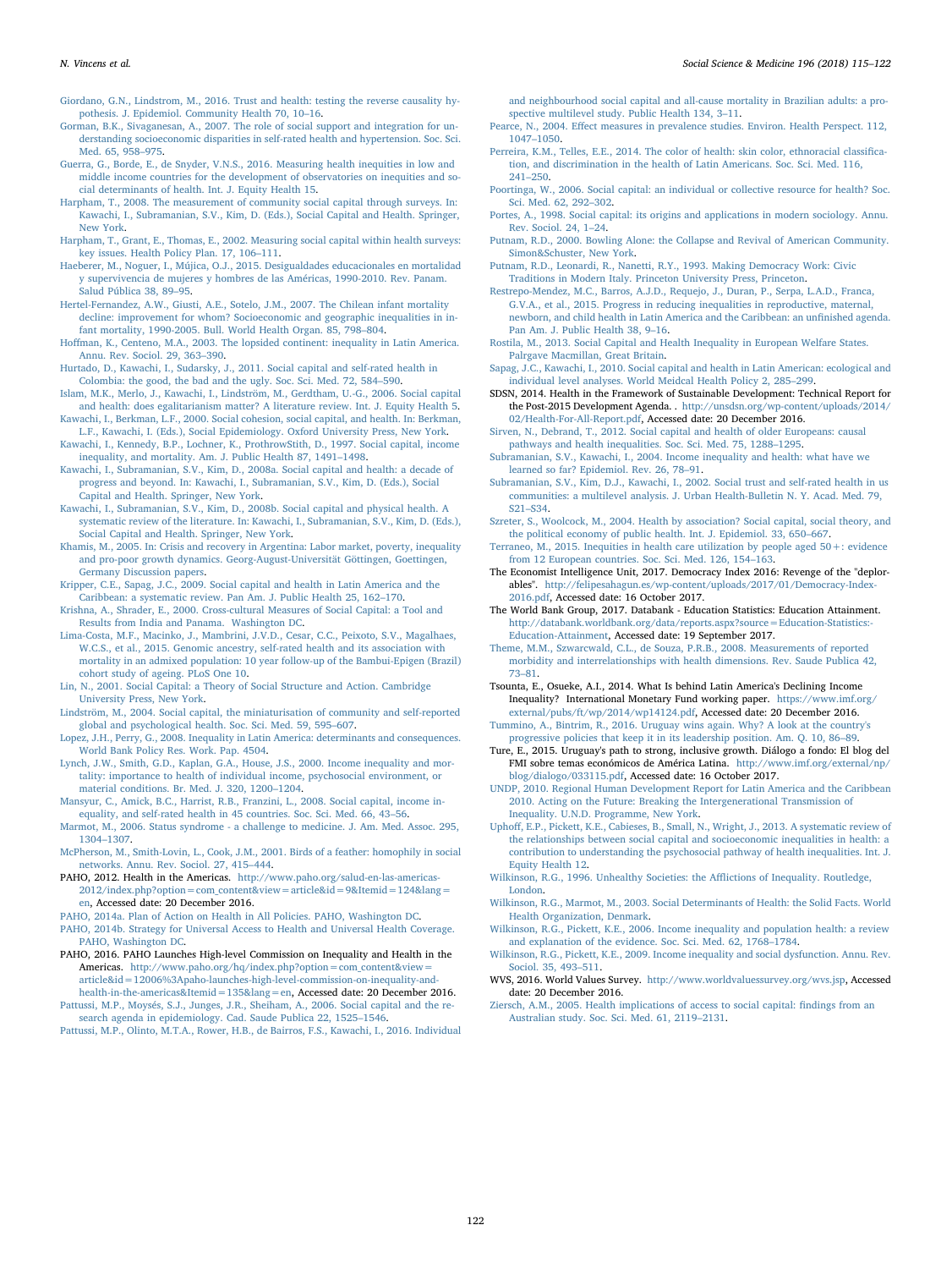Giordano, G.N., Lindstrom, M., 2016. Trust and health: testing the reverse causality hypothesis. J. Epidemiol. Community Health 70, 10–16.

Gorman, B.K., Sivaganesan, A., 2007. The role of social support and integration for understanding socioeconomic disparities in self-rated health and hypertension. Soc. Sci. Med. 65, 958–975.

Guerra, G., Borde, E., de Snyder, V.N.S., 2016. Measuring health inequities in low and middle income countries for the development of observatories on inequities and social determinants of health. Int. J. Equity Health 15.

Harpham, T., 2008. The measurement of community social capital through surveys. In: Kawachi, I., Subramanian, S.V., Kim, D. (Eds.), Social Capital and Health. Springer, New York.

Harpham, T., Grant, E., Thomas, E., 2002. Measuring social capital within health surveys: key issues. Health Policy Plan. 17, 106–111.

Haeberer, M., Noguer, I., Mújica, O.J., 2015. Desigualdades educacionales en mortalidad y supervivencia de mujeres y hombres de las Américas, 1990-2010. Rev. Panam. Salud Pública 38, 89–95.

Hertel-Fernandez, A.W., Giusti, A.E., Sotelo, J.M., 2007. The Chilean infant mortality decline: improvement for whom? Socioeconomic and geographic inequalities in infant mortality, 1990-2005. Bull. World Health Organ. 85, 798–804.

Hoffman, K., Centeno, M.A., 2003. The lopsided continent: inequality in Latin America. Annu. Rev. Sociol. 29, 363–390.

Hurtado, D., Kawachi, I., Sudarsky, J., 2011. Social capital and self-rated health in Colombia: the good, the bad and the ugly. Soc. Sci. Med. 72, 584–590.

Islam, M.K., Merlo, J., Kawachi, I., Lindström, M., Gerdtham, U.-G., 2006. Social capital and health: does egalitarianism matter? A literature review. Int. J. Equity Health 5.

Kawachi, I., Berkman, L.F., 2000. Social cohesion, social capital, and health. In: Berkman, L.F., Kawachi, I. (Eds.), Social Epidemiology. Oxford University Press, New York.

Kawachi, I., Kennedy, B.P., Lochner, K., ProthrowStith, D., 1997. Social capital, income inequality, and mortality. Am. J. Public Health 87, 1491–1498.

Kawachi, I., Subramanian, S.V., Kim, D., 2008a. Social capital and health: a decade of progress and beyond. In: Kawachi, I., Subramanian, S.V., Kim, D. (Eds.), Social Capital and Health. Springer, New York.

Kawachi, I., Subramanian, S.V., Kim, D., 2008b. Social capital and physical health. A systematic review of the literature. In: Kawachi, I., Subramanian, S.V., Kim, D. (Eds.), Social Capital and Health. Springer, New York.

Khamis, M., 2005. In: Crisis and recovery in Argentina: Labor market, poverty, inequality and pro-poor growth dynamics. Georg-August-Universität Göttingen, Goettingen, Germany Discussion papers.

Kripper, C.E., Sapag, J.C., 2009. Social capital and health in Latin America and the Caribbean: a systematic review. Pan Am. J. Public Health 25, 162–170.

Krishna, A., Shrader, E., 2000. Cross-cultural Measures of Social Capital: a Tool and Results from India and Panama. Washington DC.

Lima-Costa, M.F., Macinko, J., Mambrini, J.V.D., Cesar, C.C., Peixoto, S.V., Magalhaes, W.C.S., et al., 2015. Genomic ancestry, self-rated health and its association with mortality in an admixed population: 10 year follow-up of the Bambui-Epigen (Brazil) cohort study of ageing. PLoS One 10.

Lin, N., 2001. Social Capital: a Theory of Social Structure and Action. Cambridge University Press, New York.

Lindström, M., 2004. Social capital, the miniaturisation of community and self-reported global and psychological health. Soc. Sci. Med. 59, 595–607.

Lopez, J.H., Perry, G., 2008. Inequality in Latin America: determinants and consequences. World Bank Policy Res. Work. Pap. 4504.

Lynch, J.W., Smith, G.D., Kaplan, G.A., House, J.S., 2000. Income inequality and mortality: importance to health of individual income, psychosocial environment, or material conditions. Br. Med. J. 320, 1200–1204.

Mansyur, C., Amick, B.C., Harrist, R.B., Franzini, L., 2008. Social capital, income inequality, and self-rated health in 45 countries. Soc. Sci. Med. 66, 43–56.

Marmot, M., 2006. Status syndrome - a challenge to medicine. J. Am. Med. Assoc. 295, 1304–1307.

McPherson, M., Smith-Lovin, L., Cook, J.M., 2001. Birds of a feather: homophily in social networks. Annu. Rev. Sociol. 27, 415–444.

PAHO, 2012. Health in the Americas. http://www.paho.org/salud-en-las-americas-2012/index.php?option=com_content&view=article&id=9&Itemid=124&lang=en, Accessed date: 20 December 2016.

PAHO, 2014a. Plan of Action on Health in All Policies. PAHO, Washington DC.

PAHO, 2014b. Strategy for Universal Access to Health and Universal Health Coverage. PAHO, Washington DC.

PAHO, 2016. PAHO Launches High-level Commission on Inequality and Health in the Americas. http://www.paho.org/hq/index.php?option=com_content&view=article&id=12006%3Apaho-launches-high-level-commission-on-inequality-and-health-in-the-americas&Itemid=135&lang=en, Accessed date: 20 December 2016.

Pattussi, M.P., Moysés, S.J., Junges, J.R., Sheiham, A., 2006. Social capital and the research agenda in epidemiology. Cad. Saude Publica 22, 1525–1546.

Pattussi, M.P., Olinto, M.T.A., Rower, H.B., de Bairros, F.S., Kawachi, I., 2016. Individual and neighbourhood social capital and all-cause mortality in Brazilian adults: a prospective multilevel study. Public Health 134, 3–11.

Pearce, N., 2004. Effect measures in prevalence studies. Environ. Health Perspect. 112, 1047–1050.

Perreira, K.M., Telles, E.E., 2014. The color of health: skin color, ethnoracial classification, and discrimination in the health of Latin Americans. Soc. Sci. Med. 116, 241–250.

Poortinga, W., 2006. Social capital: an individual or collective resource for health? Soc. Sci. Med. 62, 292–302.

Portes, A., 1998. Social capital: its origins and applications in modern sociology. Annu. Rev. Sociol. 24, 1–24.

Putnam, R.D., 2000. Bowling Alone: the Collapse and Revival of American Community. Simon&Schuster, New York.

Putnam, R.D., Leonardi, R., Nanetti, R.Y., 1993. Making Democracy Work: Civic Traditions in Modern Italy. Princeton University Press, Princeton.

Restrepo-Mendez, M.C., Barros, A.J.D., Requejo, J., Duran, P., Serpa, L.A.D., Franca, G.V.A., et al., 2015. Progress in reducing inequalities in reproductive, maternal, newborn, and child health in Latin America and the Caribbean: an unfinished agenda. Pan Am. J. Public Health 38, 9–16.

Rostila, M., 2013. Social Capital and Health Inequality in European Welfare States. Palgrave Macmillan, Great Britain.

Sapag, J.C., Kawachi, I., 2010. Social capital and health in Latin American: ecological and individual level analyses. World Meidcal Health Policy 2, 285–299.

SDSN, 2014. Health in the Framework of Sustainable Development: Technical Report for the Post-2015 Development Agenda. . http://unsdsn.org/wp-content/uploads/2014/02/Health-For-All-Report.pdf, Accessed date: 20 December 2016.

Sirven, N., Debrand, T., 2012. Social capital and health of older Europeans: causal pathways and health inequalities. Soc. Sci. Med. 75, 1288–1295.

Subramanian, S.V., Kawachi, I., 2004. Income inequality and health: what have we learned so far? Epidemiol. Rev. 26, 78–91.

Subramanian, S.V., Kim, D.J., Kawachi, I., 2002. Social trust and self-rated health in us communities: a multilevel analysis. J. Urban Health-Bulletin N. Y. Acad. Med. 79, S21–S34.

Szreter, S., Woolcock, M., 2004. Health by association? Social capital, social theory, and the political economy of public health. Int. J. Epidemiol. 33, 650–667.

Terraneo, M., 2015. Inequities in health care utilization by people aged 50+: evidence from 12 European countries. Soc. Sci. Med. 126, 154–163.

The Economist Intelligence Unit, 2017. Democracy Index 2016: Revenge of the "deplorables". http://felipesahagun.es/wp-content/uploads/2017/01/Democracy-Index-2016.pdf, Accessed date: 16 October 2017.

The World Bank Group, 2017. Databank - Education Statistics: Education Attainment. http://databank.worldbank.org/data/reports.aspx?source=Education-Statistics:-Education-Attainment, Accessed date: 19 September 2017.

Theme, M.M., Szwarcwald, C.L., de Souza, P.R.B., 2008. Measurements of reported morbidity and interrelationships with health dimensions. Rev. Saude Publica 42, 73–81.

Tsounta, E., Osueke, A.I., 2014. What Is behind Latin America's Declining Income Inequality? International Monetary Fund working paper. https://www.imf.org/external/pubs/ft/wp/2014/wp14124.pdf, Accessed date: 20 December 2016.

Tummino, A., Bintrim, R., 2016. Uruguay wins again. Why? A look at the country's progressive policies that keep it in its leadership position. Am. Q. 10, 86–89.

Ture, E., 2015. Uruguay's path to strong, inclusive growth. Diálogo a fondo: El blog del FMI sobre temas económicos de América Latina. http://www.imf.org/external/np/blog/dialogo/033115.pdf, Accessed date: 16 October 2017.

UNDP, 2010. Regional Human Development Report for Latin America and the Caribbean 2010. Acting on the Future: Breaking the Intergenerational Transmission of Inequality. U.N.D. Programme, New York.

Uphoff, E.P., Pickett, K.E., Cabieses, B., Small, N., Wright, J., 2013. A systematic review of the relationships between social capital and socioeconomic inequalities in health: a contribution to understanding the psychosocial pathway of health inequalities. Int. J. Equity Health 12.

Wilkinson, R.G., 1996. Unhealthy Societies: the Afflictions of Inequality. Routledge, London.

Wilkinson, R.G., Marmot, M., 2003. Social Determinants of Health: the Solid Facts. World Health Organization, Denmark.

Wilkinson, R.G., Pickett, K.E., 2006. Income inequality and population health: a review and explanation of the evidence. Soc. Sci. Med. 62, 1768–1784.

Wilkinson, R.G., Pickett, K.E., 2009. Income inequality and social dysfunction. Annu. Rev. Sociol. 35, 493–511.

WVS, 2016. World Values Survey. http://www.worldvaluessurvey.org/wvs.jsp, Accessed date: 20 December 2016.

Ziersch, A.M., 2005. Health implications of access to social capital: findings from an Australian study. Soc. Sci. Med. 61, 2119–2131.